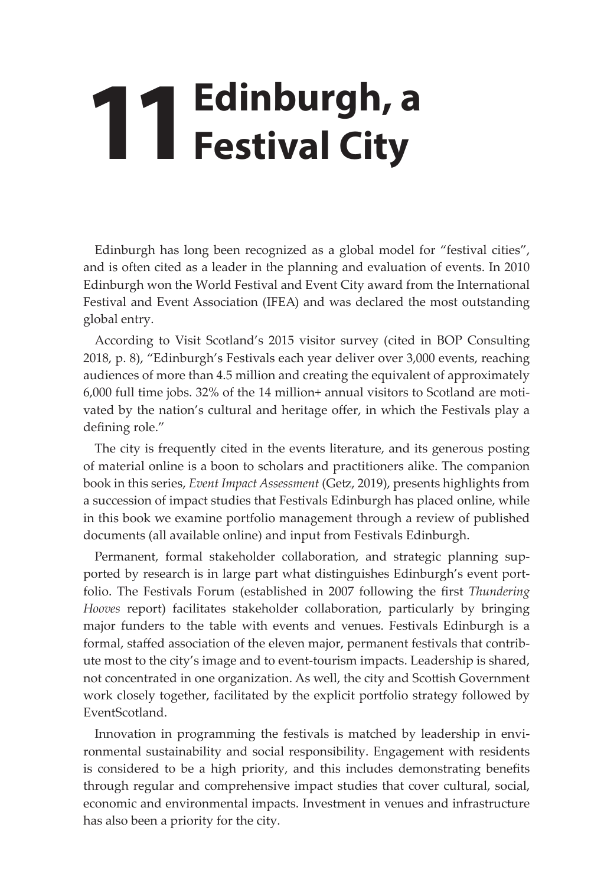# 11 Edinburgh, a Festival City

Edinburgh has long been recognized as a global model for "festival cities", and is often cited as a leader in the planning and evaluation of events. In 2010 Edinburgh won the World Festival and Event City award from the International Festival and Event Association (IFEA) and was declared the most outstanding global entry.

According to Visit Scotland's 2015 visitor survey (cited in BOP Consulting 2018, p. 8), "Edinburgh's Festivals each year deliver over 3,000 events, reaching audiences of more than 4.5 million and creating the equivalent of approximately 6,000 full time jobs. 32% of the 14 million+ annual visitors to Scotland are motivated by the nation's cultural and heritage offer, in which the Festivals play a defining role."

The city is frequently cited in the events literature, and its generous posting of material online is a boon to scholars and practitioners alike. The companion book in this series, *Event Impact Assessment* (Getz, 2019), presents highlights from a succession of impact studies that Festivals Edinburgh has placed online, while in this book we examine portfolio management through a review of published documents (all available online) and input from Festivals Edinburgh.

Permanent, formal stakeholder collaboration, and strategic planning supported by research is in large part what distinguishes Edinburgh's event portfolio. The Festivals Forum (established in 2007 following the first *Thundering Hooves* report) facilitates stakeholder collaboration, particularly by bringing major funders to the table with events and venues. Festivals Edinburgh is a formal, staffed association of the eleven major, permanent festivals that contribute most to the city's image and to event-tourism impacts. Leadership is shared, not concentrated in one organization. As well, the city and Scottish Government work closely together, facilitated by the explicit portfolio strategy followed by EventScotland.

Innovation in programming the festivals is matched by leadership in environmental sustainability and social responsibility. Engagement with residents is considered to be a high priority, and this includes demonstrating benefits through regular and comprehensive impact studies that cover cultural, social, economic and environmental impacts. Investment in venues and infrastructure has also been a priority for the city.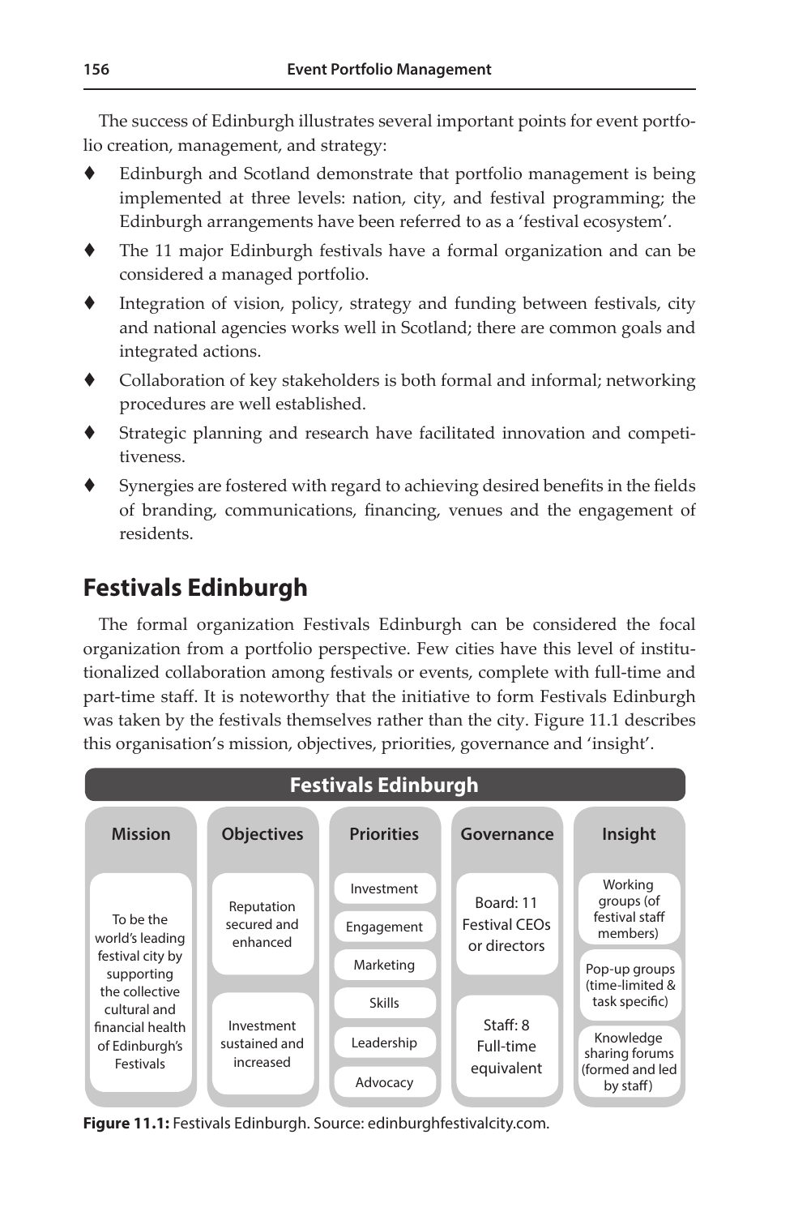The success of Edinburgh illustrates several important points for event portfolio creation, management, and strategy:

- Edinburgh and Scotland demonstrate that portfolio management is being implemented at three levels: nation, city, and festival programming; the Edinburgh arrangements have been referred to as a 'festival ecosystem'.
- The 11 major Edinburgh festivals have a formal organization and can be considered a managed portfolio.
- Integration of vision, policy, strategy and funding between festivals, city and national agencies works well in Scotland; there are common goals and integrated actions.
- Collaboration of key stakeholders is both formal and informal; networking procedures are well established.
- Strategic planning and research have facilitated innovation and competitiveness.
- Synergies are fostered with regard to achieving desired benefits in the fields of branding, communications, financing, venues and the engagement of residents.

## Festivals Edinburgh

The formal organization Festivals Edinburgh can be considered the focal organization from a portfolio perspective. Few cities have this level of institutionalized collaboration among festivals or events, complete with full-time and part-time staff. It is noteworthy that the initiative to form Festivals Edinburgh was taken by the festivals themselves rather than the city. Figure 11.1 describes this organisation's mission, objectives, priorities, governance and 'insight'.

**Festivals Edinburgh**

| Mission | Objectives | Priorities | Governance | Insight |
|---|---|---|---|---|
| To be the world's leading festival city by supporting the collective cultural and financial health of Edinburgh's Festivals | Reputation secured and enhanced | Investment | Board: 11 Festival CEOs or directors | Working groups (of festival staff members) |
| | Investment sustained and increased | Engagement | Staff: 8 Full-time equivalent | Pop-up groups (time-limited & task specific) |
| | | Marketing | | Knowledge sharing forums (formed and led by staff) |
| | | Skills | | |
| | | Leadership | | |
| | | Advocacy | | |

**Figure 11.1:** Festivals Edinburgh. Source: edinburghfestivalcity.com.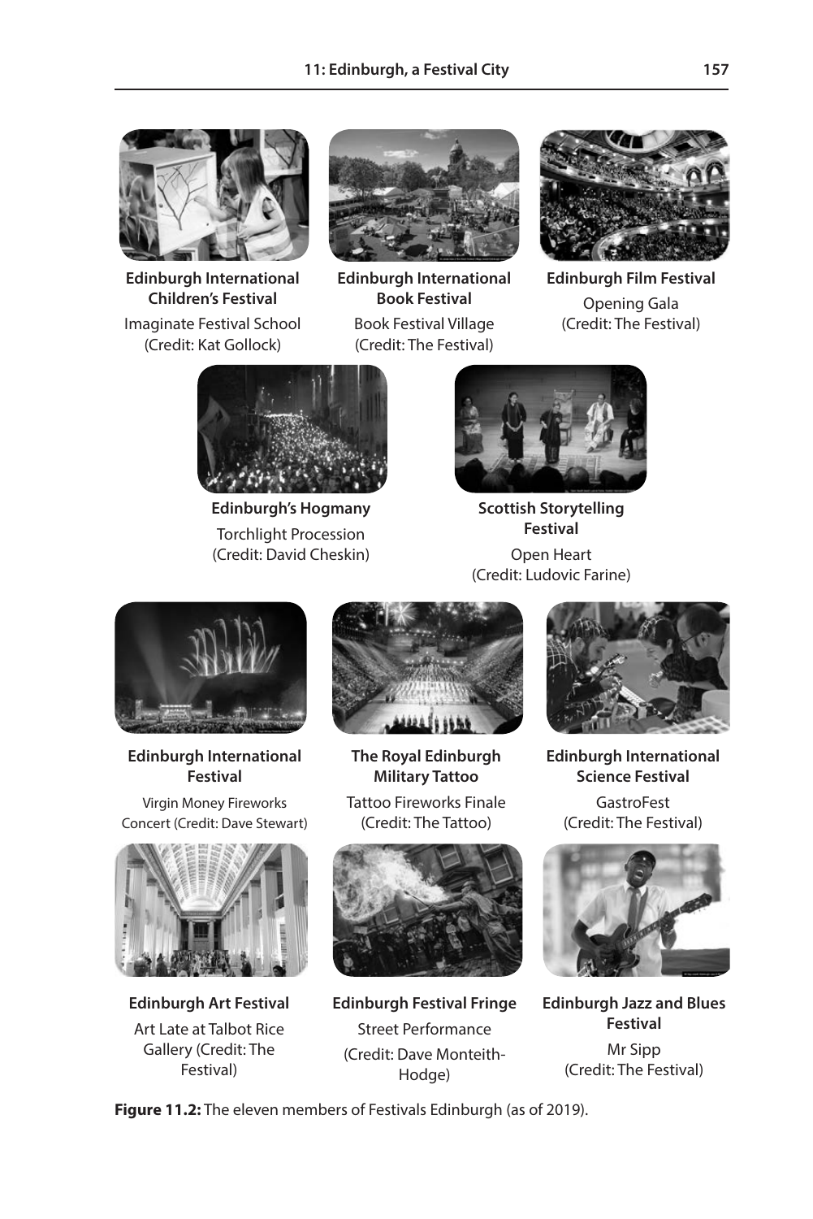**Edinburgh International Children's Festival**
Imaginate Festival School
(Credit: Kat Gollock)

**Edinburgh International Book Festival**
Book Festival Village
(Credit: The Festival)

**Edinburgh Film Festival**
Opening Gala
(Credit: The Festival)

**Edinburgh's Hogmany**
Torchlight Procession
(Credit: David Cheskin)

**Scottish Storytelling Festival**
Open Heart
(Credit: Ludovic Farine)

**Edinburgh International Festival**
Virgin Money Fireworks Concert (Credit: Dave Stewart)

**The Royal Edinburgh Military Tattoo**
Tattoo Fireworks Finale
(Credit: The Tattoo)

**Edinburgh International Science Festival**
GastroFest
(Credit: The Festival)

**Edinburgh Art Festival**
Art Late at Talbot Rice Gallery (Credit: The Festival)

**Edinburgh Festival Fringe**
Street Performance
(Credit: Dave Monteith-Hodge)

**Edinburgh Jazz and Blues Festival**
Mr Sipp
(Credit: The Festival)

**Figure 11.2:** The eleven members of Festivals Edinburgh (as of 2019).